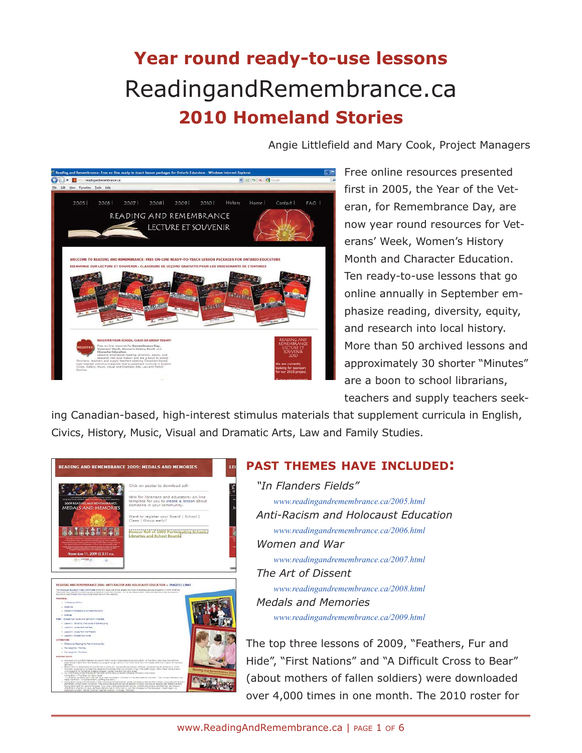# Year round ready-to-use lessons

# ReadingandRemembrance.ca

## 2010 Homeland Stories

Angie Littlefield and Mary Cook, Project Managers

Free online resources presented first in 2005, the Year of the Veteran, for Remembrance Day, are now year round resources for Veterans' Week, Women's History Month and Character Education. Ten ready-to-use lessons that go online annually in September emphasize reading, diversity, equity, and research into local history. More than 50 archived lessons and approximately 30 shorter "Minutes" are a boon to school librarians, teachers and supply teachers seeking Canadian-based, high-interest stimulus materials that supplement curricula in English, Civics, History, Music, Visual and Dramatic Arts, Law and Family Studies.

### PAST THEMES HAVE INCLUDED:

*"In Flanders Fields"*
www.readingandremembrance.ca/2005.html

*Anti-Racism and Holocaust Education*
www.readingandremembrance.ca/2006.html

*Women and War*
www.readingandremembrance.ca/2007.html

*The Art of Dissent*
www.readingandremembrance.ca/2008.html

*Medals and Memories*
www.readingandremembrance.ca/2009.html

The top three lessons of 2009, "Feathers, Fur and Hide", "First Nations" and "A Difficult Cross to Bear" (about mothers of fallen soldiers) were downloaded over 4,000 times in one month. The 2010 roster for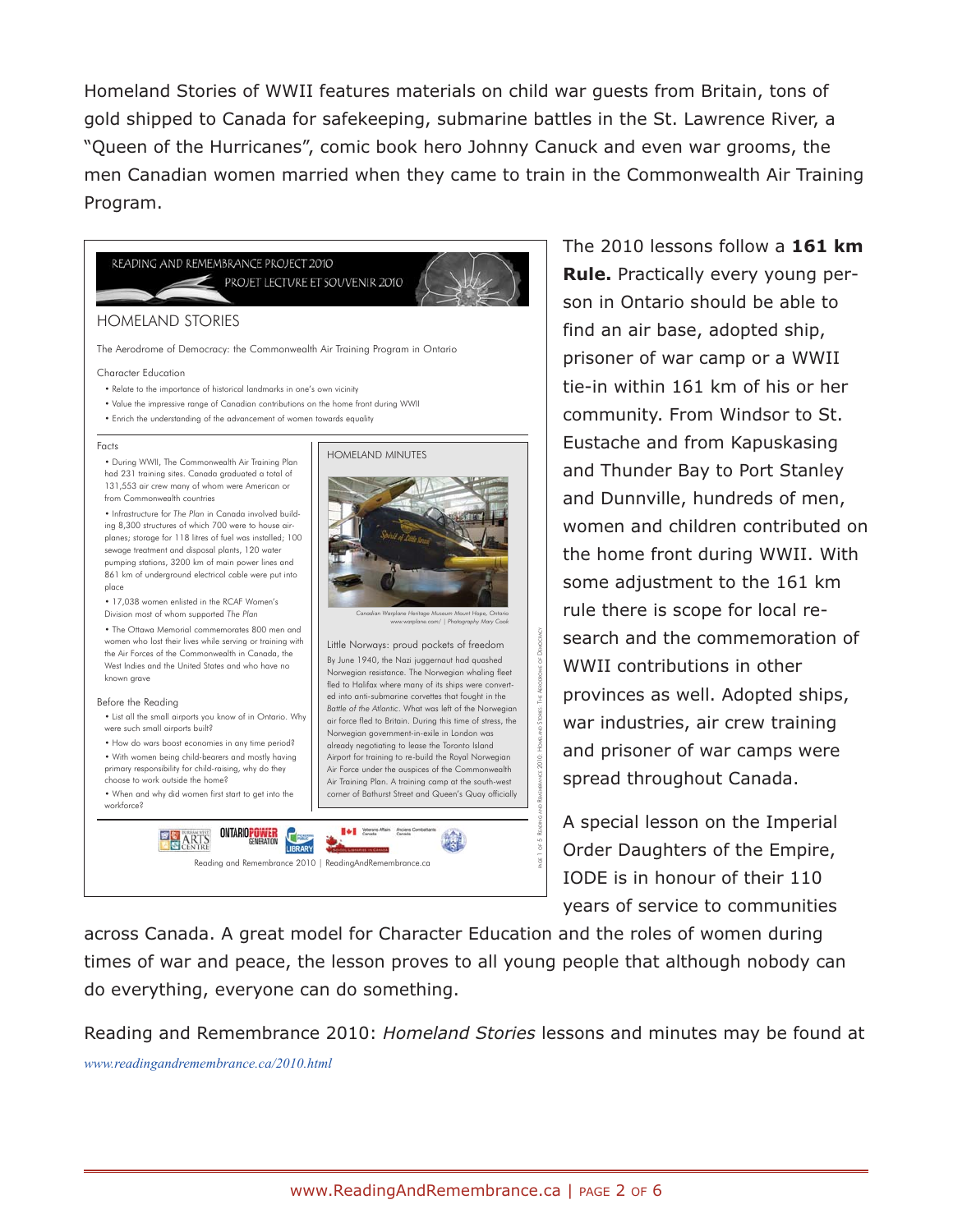Homeland Stories of WWII features materials on child war guests from Britain, tons of gold shipped to Canada for safekeeping, submarine battles in the St. Lawrence River, a "Queen of the Hurricanes", comic book hero Johnny Canuck and even war grooms, the men Canadian women married when they came to train in the Commonwealth Air Training Program.

READING AND REMEMBRANCE PROJECT 2010
PROJET LECTURE ET SOUVENIR 2010

HOMELAND STORIES

The Aerodrome of Democracy: the Commonwealth Air Training Program in Ontario

Character Education

- Relate to the importance of historical landmarks in one's own vicinity
- Value the impressive range of Canadian contributions on the home front during WWII
- Enrich the understanding of the advancement of women towards equality

Facts

- During WWII, The Commonwealth Air Training Plan had 231 training sites. Canada graduated a total of 131,553 air crew many of whom were American or from Commonwealth countries
- Infrastructure for *The Plan* in Canada involved building 8,300 structures of which 700 were to house airplanes; storage for 118 litres of fuel was installed; 100 sewage treatment and disposal plants, 120 water pumping stations, 3200 km of main power lines and 861 km of underground electrical cable were put into place
- 17,038 women enlisted in the RCAF Women's Division most of whom supported *The Plan*
- The Ottawa Memorial commemorates 800 men and women who lost their lives while serving or training with the Air Forces of the Commonwealth in Canada, the West Indies and the United States and who have no known grave

Before the Reading

- List all the small airports you know of in Ontario. Why were such small airports built?
- How do wars boost economies in any time period?
- With women being child-bearers and mostly having primary responsibility for child-raising, why do they choose to work outside the home?
- When and why did women first start to get into the workforce?

HOMELAND MINUTES

Canadian Warplane Heritage Museum Mount Hope, Ontario www.warplane.com/ | Photography Mary Cook

Little Norways: proud pockets of freedom

By June 1940, the Nazi juggernaut had quashed Norwegian resistance. The Norwegian whaling fleet fled to Halifax where many of its ships were converted into anti-submarine corvettes that fought in the *Battle of the Atlantic*. What was left of the Norwegian air force fled to Britain. During this time of stress, the Norwegian government-in-exile in London was already negotiating to lease the Toronto Island Airport for training to re-build the Royal Norwegian Air Force under the auspices of the Commonwealth Air Training Plan. A training camp at the south-west corner of Bathurst Street and Queen's Quay officially

Reading and Remembrance 2010 | ReadingAndRemembrance.ca

The 2010 lessons follow a **161 km Rule.** Practically every young person in Ontario should be able to find an air base, adopted ship, prisoner of war camp or a WWII tie-in within 161 km of his or her community. From Windsor to St. Eustache and from Kapuskasing and Thunder Bay to Port Stanley and Dunnville, hundreds of men, women and children contributed on the home front during WWII. With some adjustment to the 161 km rule there is scope for local research and the commemoration of WWII contributions in other provinces as well. Adopted ships, war industries, air crew training and prisoner of war camps were spread throughout Canada.

A special lesson on the Imperial Order Daughters of the Empire, IODE is in honour of their 110 years of service to communities across Canada. A great model for Character Education and the roles of women during times of war and peace, the lesson proves to all young people that although nobody can do everything, everyone can do something.

Reading and Remembrance 2010: *Homeland Stories* lessons and minutes may be found at *www.readingandremembrance.ca/2010.html*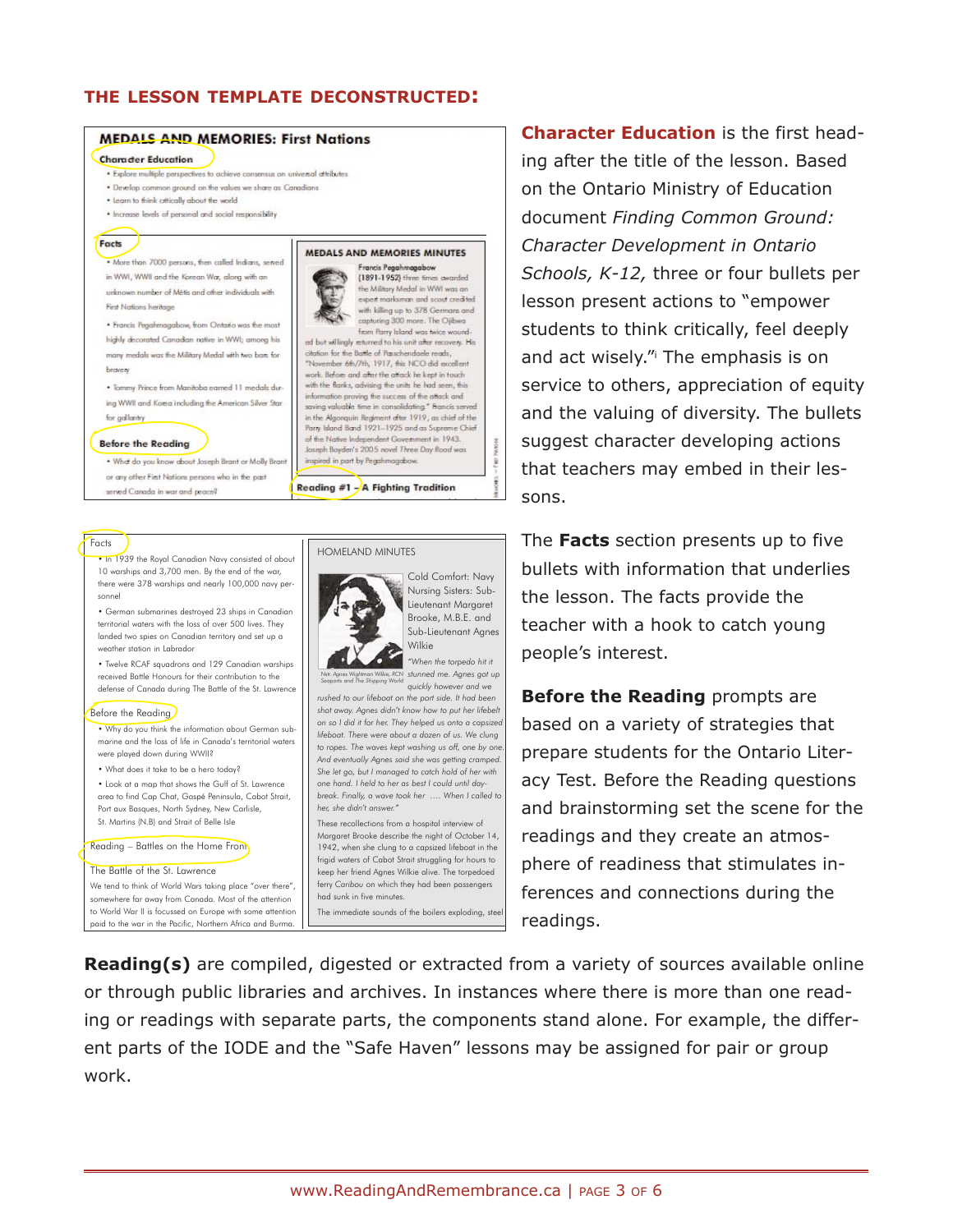## THE LESSON TEMPLATE DECONSTRUCTED:

### MEDALS AND MEMORIES: First Nations

**Character Education**

- Explore multiple perspectives to achieve consensus on universal attributes
- Develop common ground on the values we share as Canadians
- Learn to think critically about the world
- Increase levels of personal and social responsibility

**Facts**

- More than 7000 persons, then called Indians, served in WWI, WWII and the Korean War, along with an unknown number of Métis and other individuals with First Nations heritage
- Francis Pegahmagabow, from Ontario was the most highly decorated Canadian native in WWI; among his many medals was the Military Medal with two bars for bravery
- Tommy Prince from Manitoba earned 11 medals during WWII and Korea including the American Silver Star for gallantry

**Before the Reading**

- What do you know about Joseph Brant or Molly Brant or any other First Nations persons who in the past served Canada in war and peace?

**MEDALS AND MEMORIES MINUTES**

**Francis Pegahmagabow (1891-1952)** three times awarded the Military Medal in WWI was an expert marksman and scout credited with killing up to 378 Germans and capturing 300 more. The Ojibwa from Parry Island was twice wounded but willingly returned to his unit after recovery. His citation for the Battle of Passchendaele reads, "November 6th/7th, 1917, this NCO did excellent work. Before and after the attack he kept in touch with the flanks, advising the units he had seen, this information proving the success of the attack and saving valuable time in consolidating." Francis served in the Algonquin Regiment after 1919, as chief of the Parry Island Band 1921-1925 and as Supreme Chief of the Native Independent Government in 1943. Joseph Boyden's 2005 novel *Three Day Road* was inspired in part by Pegahmagabow.

**Reading #1 – A Fighting Tradition**

---

Facts

- In 1939 the Royal Canadian Navy consisted of about 10 warships and 3,700 men. By the end of the war, there were 378 warships and nearly 100,000 navy personnel
- German submarines destroyed 23 ships in Canadian territorial waters with the loss of over 500 lives. They landed two spies on Canadian territory and set up a weather station in Labrador
- Twelve RCAF squadrons and 129 Canadian warships received Battle Honours for their contribution to the defense of Canada during The Battle of the St. Lawrence

Before the Reading

- Why do you think the information about German submarine and the loss of life in Canada's territorial waters were played down during WWII?
- What does it take to be a hero today?
- Look at a map that shows the Gulf of St. Lawrence area to find Cap Chat, Gaspé Peninsula, Cabot Strait, Port aux Basques, North Sydney, New Carlisle, St. Martins (N.B) and Strait of Belle Isle

Reading – Battles on the Home Front

The Battle of the St. Lawrence

We tend to think of World Wars taking place "over there", somewhere far away from Canada. Most of the attention to World War II is focussed on Europe with some attention paid to the war in the Pacific, Northern Africa and Burma.

HOMELAND MINUTES

Cold Comfort: Navy Nursing Sisters: Sub-Lieutenant Margaret Brooke, M.B.E. and Sub-Lieutenant Agnes Wilkie

*"When the torpedo hit it stunned me. Agnes got up quickly however and we rushed to our lifeboat on the port side. It had been shot away. Agnes didn't know how to put her lifebelt on so I did it for her. They helped us onto a capsized lifeboat. There were about a dozen of us. We clung to ropes. The waves kept washing us off, one by one. And eventually Agnes said she was getting cramped. She let go, but I managed to catch hold of her with one hand. I held to her as best I could until daybreak. Finally, a wave took her .... When I called to her, she didn't answer."*

These recollections from a hospital interview of Margaret Brooke describe the night of October 14, 1942, when she clung to a capsized lifeboat in the frigid waters of Cabot Strait struggling for hours to keep her friend Agnes Wilkie alive. The torpedoed ferry Caribou on which they had been passengers had sunk in five minutes.

The immediate sounds of the boilers exploding, steel

---

**Character Education** is the first heading after the title of the lesson. Based on the Ontario Ministry of Education document *Finding Common Ground: Character Development in Ontario Schools, K-12,* three or four bullets per lesson present actions to "empower students to think critically, feel deeply and act wisely."[i] The emphasis is on service to others, appreciation of equity and the valuing of diversity. The bullets suggest character developing actions that teachers may embed in their lessons.

The **Facts** section presents up to five bullets with information that underlies the lesson. The facts provide the teacher with a hook to catch young people's interest.

**Before the Reading** prompts are based on a variety of strategies that prepare students for the Ontario Literacy Test. Before the Reading questions and brainstorming set the scene for the readings and they create an atmosphere of readiness that stimulates inferences and connections during the readings.

**Reading(s)** are compiled, digested or extracted from a variety of sources available online or through public libraries and archives. In instances where there is more than one reading or readings with separate parts, the components stand alone. For example, the different parts of the IODE and the "Safe Haven" lessons may be assigned for pair or group work.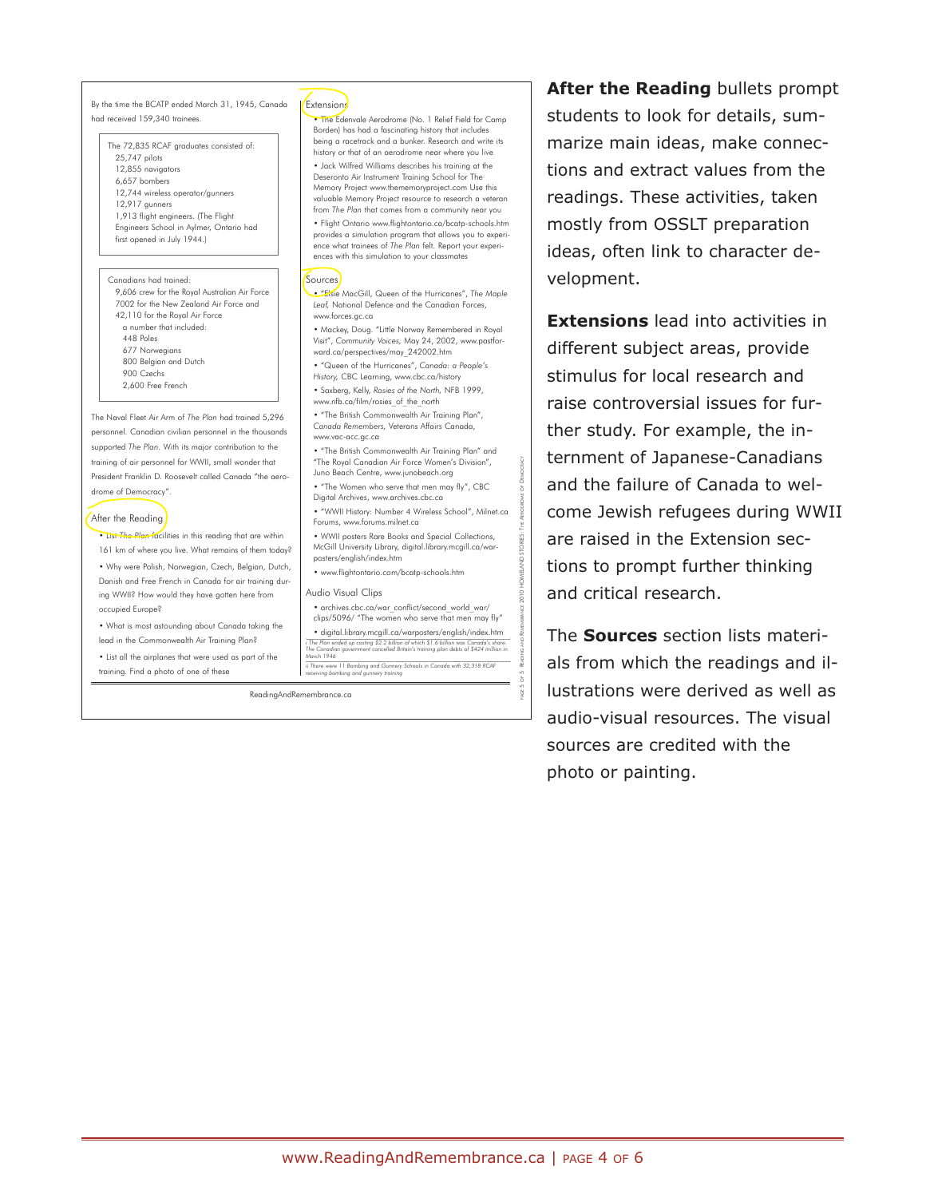By the time the BCATP ended March 31, 1945, Canada had received 159,340 trainees.

The 72,835 RCAF graduates consisted of:
- 25,747 pilots
- 12,855 navigators
- 6,657 bombers
- 12,744 wireless operator/gunners
- 12,917 gunners
- 1,913 flight engineers. (The Flight Engineers School in Aylmer, Ontario had first opened in July 1944.)

Canadians had trained:
- 9,606 crew for the Royal Australian Air Force
- 7002 for the New Zealand Air Force and
- 42,110 for the Royal Air Force
  - a number that included:
  - 448 Poles
  - 677 Norwegians
  - 800 Belgian and Dutch
  - 900 Czechs
  - 2,600 Free French

The Naval Fleet Air Arm of *The Plan* had trained 5,296 personnel. Canadian civilian personnel in the thousands supported *The Plan*. With its major contribution to the training of air personnel for WWII, small wonder that President Franklin D. Roosevelt called Canada "the aerodrome of Democracy".

After the Reading

- List *The Plan* facilities in this reading that are within 161 km of where you live. What remains of them today?
- Why were Polish, Norwegian, Czech, Belgian, Dutch, Danish and Free French in Canada for air training during WWII? How would they have gotten here from occupied Europe?
- What is most astounding about Canada taking the lead in the Commonwealth Air Training Plan?
- List all the airplanes that were used as part of the training. Find a photo of one of these

Extensions

- The Edenvale Aerodrome (No. 1 Relief Field for Camp Borden) has had a fascinating history that includes being a racetrack and a bunker. Research and write its history or that of an aerodrome near where you live
- Jack Wilfred Williams describes his training at the Deseronto Air Instrument Training School for The Memory Project www.thememoryproject.com Use this valuable Memory Project resource to research a veteran from *The Plan* that comes from a community near you
- Flight Ontario www.flightontario.ca/bcatp-schools.htm provides a simulation program that allows you to experience what trainees of *The Plan* felt. Report your experiences with this simulation to your classmates

Sources

- "Elsie MacGill, Queen of the Hurricanes", *The Maple Leaf*, National Defence and the Canadian Forces, www.forces.gc.ca
- Mackey, Doug. "Little Norway Remembered in Royal Visit", *Community Voices*, May 24, 2002, www.pastforward.ca/perspectives/may_242002.htm
- "Queen of the Hurricanes", *Canada: a People's History*, CBC Learning, www.cbc.ca/history
- Saxberg, Kelly, *Rosies of the North*, NFB 1999, www.nfb.ca/film/rosies_of_the_north
- "The British Commonwealth Air Training Plan", *Canada Remembers*, Veterans Affairs Canada, www.vac-acc.gc.ca
- "The British Commonwealth Air Training Plan" and "The Royal Canadian Air Force Women's Division", Juno Beach Centre, www.junobeach.org
- "The Women who serve that men may fly", CBC Digital Archives, www.archives.cbc.ca
- "WWII History: Number 4 Wireless School", Milnet.ca Forums, www.forums.milnet.ca
- WWII posters Rare Books and Special Collections, McGill University Library, digital.library.mcgill.ca/warposters/english/index.htm
- www.flightontario.com/bcatp-schools.htm

Audio Visual Clips

- archives.cbc.ca/war_conflict/second_world_war/clips/5096/ "The women who serve that men may fly"
- digital.library.mcgill.ca/warposters/english/index.htm

*i The Plan ended up costing $2.2 billion of which $1.6 billion was Canada's share. The Canadian government cancelled Britain's training plan debts of $424 million in March 1946*

*ii There were 11 Bombing and Gunnery Schools in Canada with 32,318 RCAF receiving bombing and gunnery training*

ReadingAndRemembrance.ca

**After the Reading** bullets prompt students to look for details, summarize main ideas, make connections and extract values from the readings. These activities, taken mostly from OSSLT preparation ideas, often link to character development.

**Extensions** lead into activities in different subject areas, provide stimulus for local research and raise controversial issues for further study. For example, the internment of Japanese-Canadians and the failure of Canada to welcome Jewish refugees during WWII are raised in the Extension sections to prompt further thinking and critical research.

The **Sources** section lists materials from which the readings and illustrations were derived as well as audio-visual resources. The visual sources are credited with the photo or painting.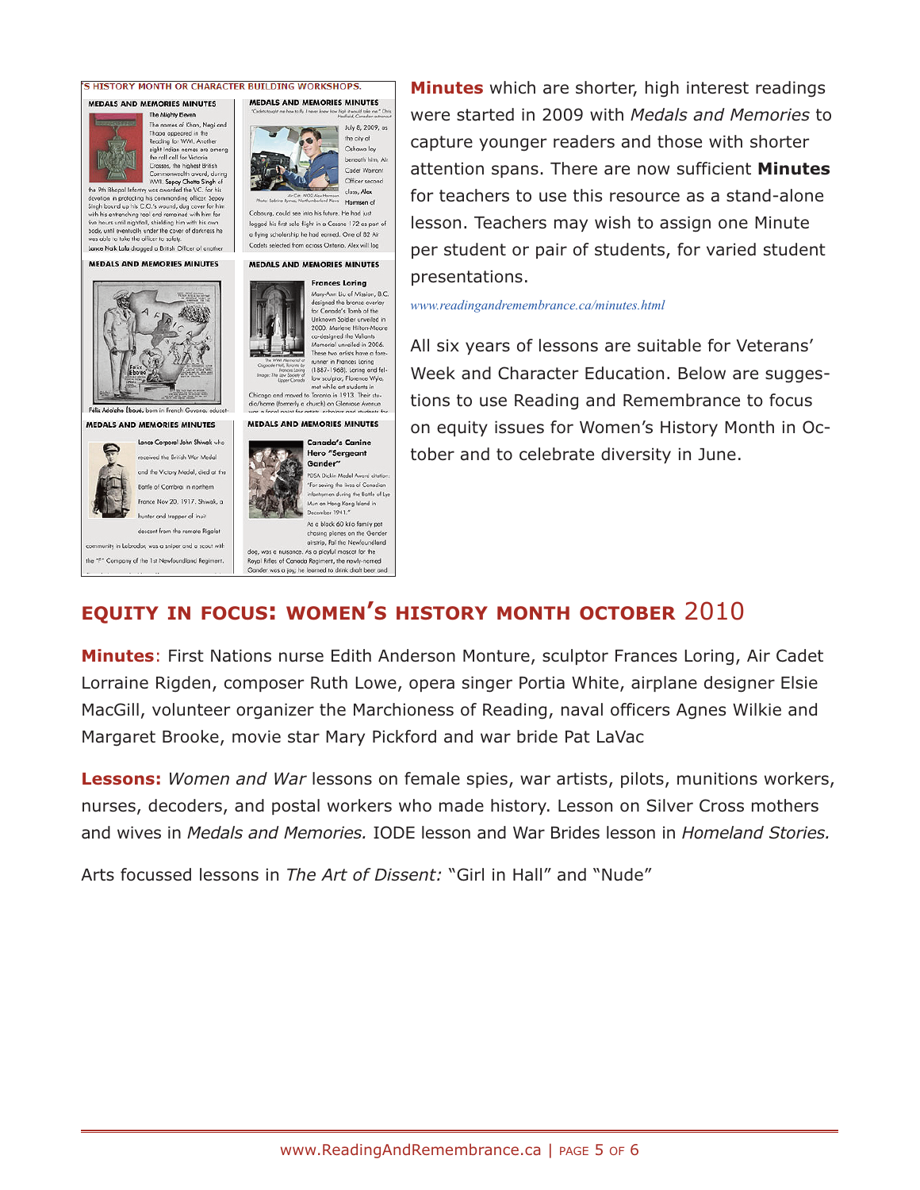**Minutes** which are shorter, high interest readings were started in 2009 with *Medals and Memories* to capture younger readers and those with shorter attention spans. There are now sufficient **Minutes** for teachers to use this resource as a stand-alone lesson. Teachers may wish to assign one Minute per student or pair of students, for varied student presentations.

*www.readingandremembrance.ca/minutes.html*

All six years of lessons are suitable for Veterans' Week and Character Education. Below are suggestions to use Reading and Remembrance to focus on equity issues for Women's History Month in October and to celebrate diversity in June.

## EQUITY IN FOCUS: WOMEN'S HISTORY MONTH OCTOBER 2010

**Minutes**: First Nations nurse Edith Anderson Monture, sculptor Frances Loring, Air Cadet Lorraine Rigden, composer Ruth Lowe, opera singer Portia White, airplane designer Elsie MacGill, volunteer organizer the Marchioness of Reading, naval officers Agnes Wilkie and Margaret Brooke, movie star Mary Pickford and war bride Pat LaVac

**Lessons:** *Women and War* lessons on female spies, war artists, pilots, munitions workers, nurses, decoders, and postal workers who made history. Lesson on Silver Cross mothers and wives in *Medals and Memories.* IODE lesson and War Brides lesson in *Homeland Stories.*

Arts focussed lessons in *The Art of Dissent:* "Girl in Hall" and "Nude"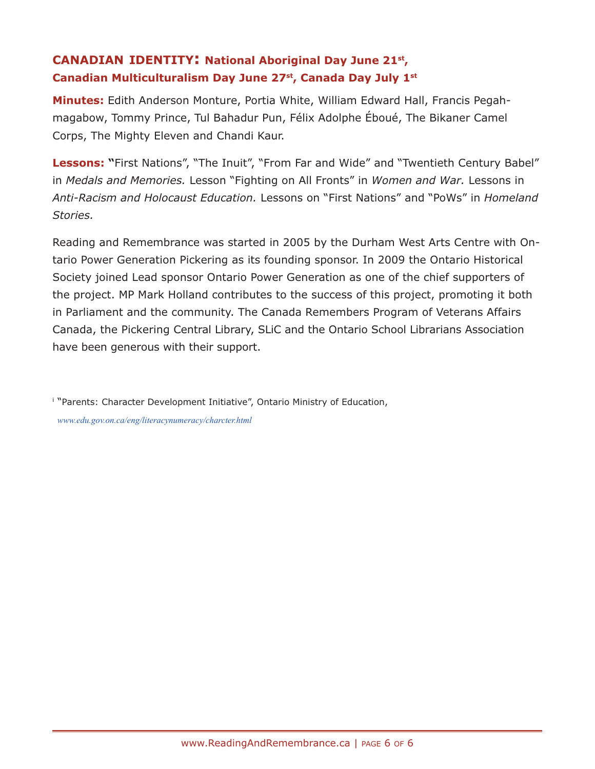## **CANADIAN IDENTITY: National Aboriginal Day June 21st, Canadian Multiculturalism Day June 27st, Canada Day July 1st**

**Minutes:** Edith Anderson Monture, Portia White, William Edward Hall, Francis Pegahmagabow, Tommy Prince, Tul Bahadur Pun, Félix Adolphe Éboué, The Bikaner Camel Corps, The Mighty Eleven and Chandi Kaur.

**Lessons:** "First Nations", "The Inuit", "From Far and Wide" and "Twentieth Century Babel" in *Medals and Memories.* Lesson "Fighting on All Fronts" in *Women and War.* Lessons in *Anti-Racism and Holocaust Education.* Lessons on "First Nations" and "PoWs" in *Homeland Stories.*

Reading and Remembrance was started in 2005 by the Durham West Arts Centre with Ontario Power Generation Pickering as its founding sponsor. In 2009 the Ontario Historical Society joined Lead sponsor Ontario Power Generation as one of the chief supporters of the project. MP Mark Holland contributes to the success of this project, promoting it both in Parliament and the community. The Canada Remembers Program of Veterans Affairs Canada, the Pickering Central Library, SLiC and the Ontario School Librarians Association have been generous with their support.

[i] "Parents: Character Development Initiative", Ontario Ministry of Education, *www.edu.gov.on.ca/eng/literacynumeracy/charcter.html*